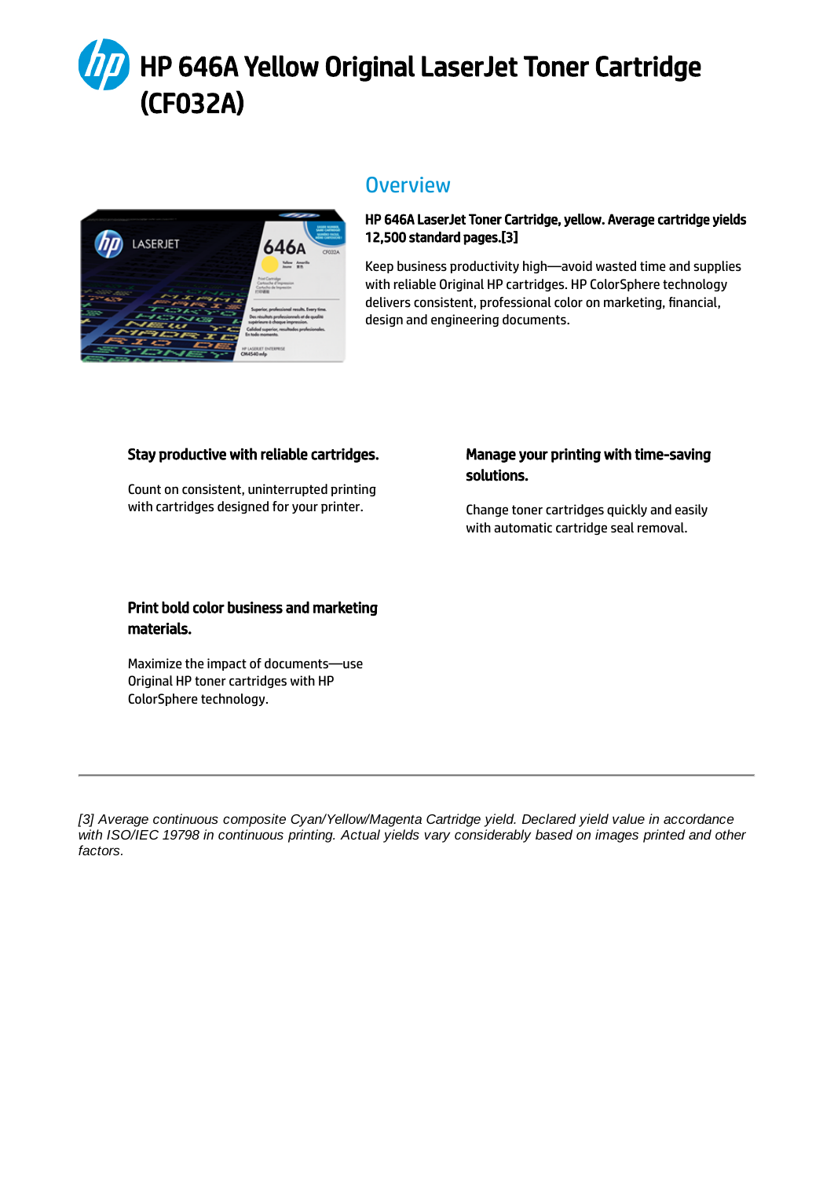# HP 646A Yellow Original LaserJet Toner Cartridge (CF032A)

## Overview

**HP 646A LaserJet Toner Cartridge, yellow. Average cartridge yields 12,500 standard pages.[3]**

Keep business productivity high—avoid wasted time and supplies with reliable Original HP cartridges. HP ColorSphere technology delivers consistent, professional color on marketing, financial, design and engineering documents.

### Stay productive with reliable cartridges.

Count on consistent, uninterrupted printing with cartridges designed for your printer.

### Manage your printing with time-saving solutions.

Change toner cartridges quickly and easily with automatic cartridge seal removal.

### Print bold color business and marketing materials.

Maximize the impact of documents—use Original HP toner cartridges with HP ColorSphere technology.

---

*[3] Average continuous composite Cyan/Yellow/Magenta Cartridge yield. Declared yield value in accordance with ISO/IEC 19798 in continuous printing. Actual yields vary considerably based on images printed and other factors.*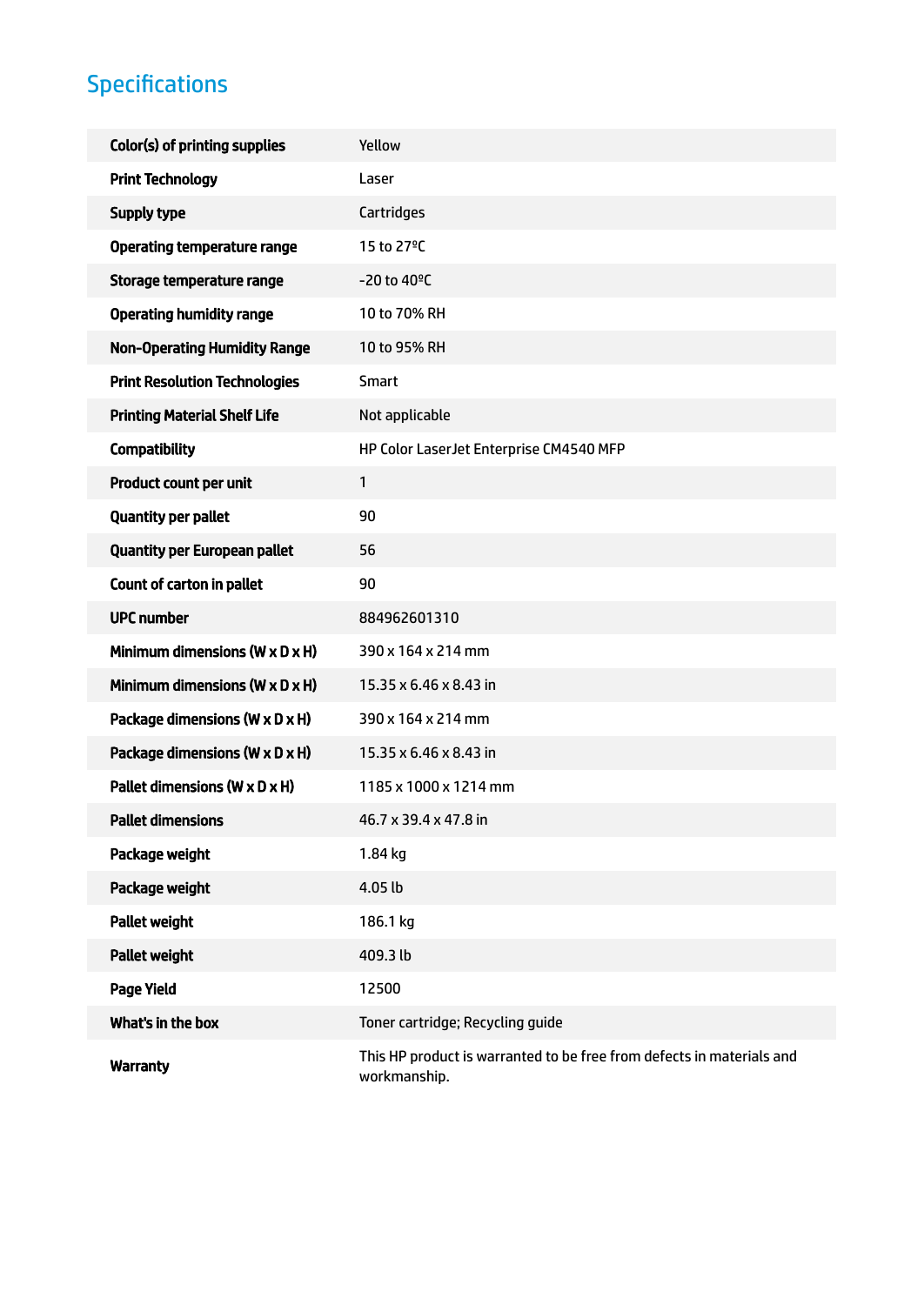## Specifications

| | |
|---|---|
| **Color(s) of printing supplies** | Yellow |
| **Print Technology** | Laser |
| **Supply type** | Cartridges |
| **Operating temperature range** | 15 to 27ºC |
| **Storage temperature range** | -20 to 40ºC |
| **Operating humidity range** | 10 to 70% RH |
| **Non-Operating Humidity Range** | 10 to 95% RH |
| **Print Resolution Technologies** | Smart |
| **Printing Material Shelf Life** | Not applicable |
| **Compatibility** | HP Color LaserJet Enterprise CM4540 MFP |
| **Product count per unit** | 1 |
| **Quantity per pallet** | 90 |
| **Quantity per European pallet** | 56 |
| **Count of carton in pallet** | 90 |
| **UPC number** | 884962601310 |
| **Minimum dimensions (W x D x H)** | 390 x 164 x 214 mm |
| **Minimum dimensions (W x D x H)** | 15.35 x 6.46 x 8.43 in |
| **Package dimensions (W x D x H)** | 390 x 164 x 214 mm |
| **Package dimensions (W x D x H)** | 15.35 x 6.46 x 8.43 in |
| **Pallet dimensions (W x D x H)** | 1185 x 1000 x 1214 mm |
| **Pallet dimensions** | 46.7 x 39.4 x 47.8 in |
| **Package weight** | 1.84 kg |
| **Package weight** | 4.05 lb |
| **Pallet weight** | 186.1 kg |
| **Pallet weight** | 409.3 lb |
| **Page Yield** | 12500 |
| **What's in the box** | Toner cartridge; Recycling guide |
| **Warranty** | This HP product is warranted to be free from defects in materials and workmanship. |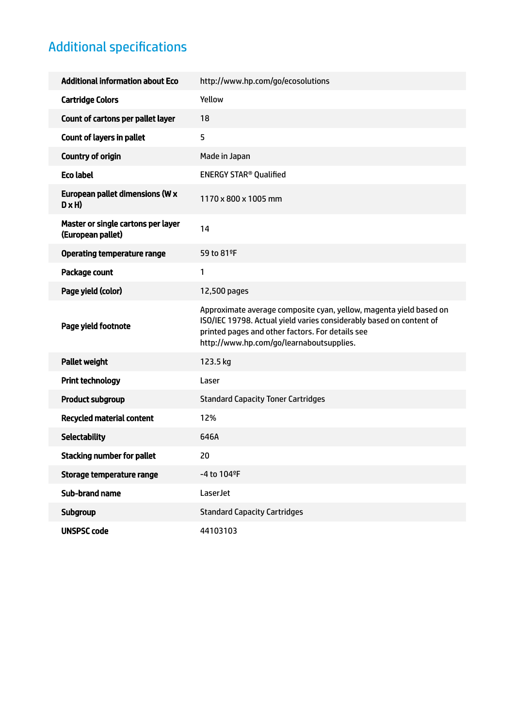## Additional specifications

| | |
|---|---|
| **Additional information about Eco** | http://www.hp.com/go/ecosolutions |
| **Cartridge Colors** | Yellow |
| **Count of cartons per pallet layer** | 18 |
| **Count of layers in pallet** | 5 |
| **Country of origin** | Made in Japan |
| **Eco label** | ENERGY STAR® Qualified |
| **European pallet dimensions (W x D x H)** | 1170 x 800 x 1005 mm |
| **Master or single cartons per layer (European pallet)** | 14 |
| **Operating temperature range** | 59 to 81ºF |
| **Package count** | 1 |
| **Page yield (color)** | 12,500 pages |
| **Page yield footnote** | Approximate average composite cyan, yellow, magenta yield based on ISO/IEC 19798. Actual yield varies considerably based on content of printed pages and other factors. For details see http://www.hp.com/go/learnaboutsupplies. |
| **Pallet weight** | 123.5 kg |
| **Print technology** | Laser |
| **Product subgroup** | Standard Capacity Toner Cartridges |
| **Recycled material content** | 12% |
| **Selectability** | 646A |
| **Stacking number for pallet** | 20 |
| **Storage temperature range** | -4 to 104ºF |
| **Sub-brand name** | LaserJet |
| **Subgroup** | Standard Capacity Cartridges |
| **UNSPSC code** | 44103103 |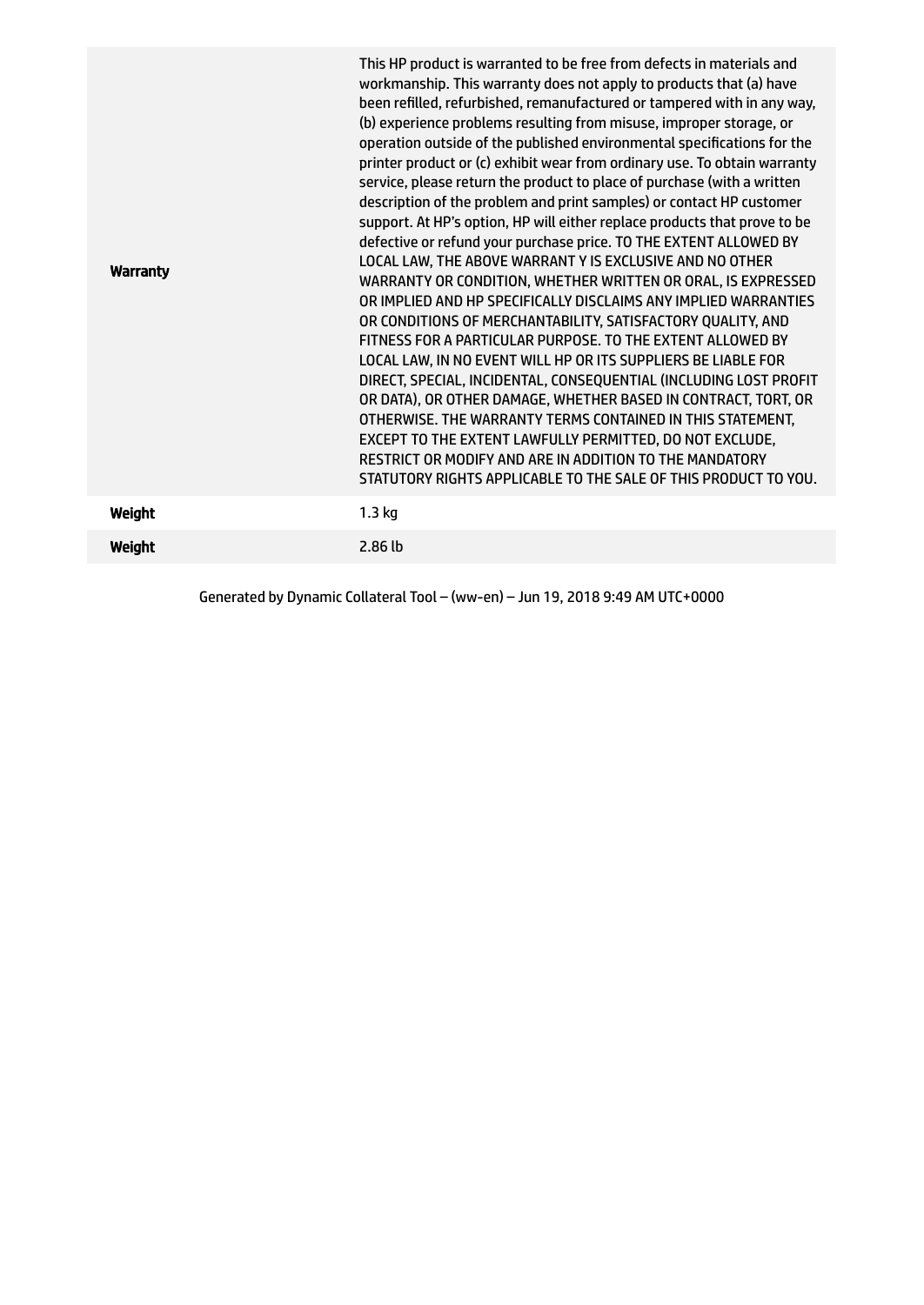| | |
|---|---|
| **Warranty** | This HP product is warranted to be free from defects in materials and workmanship. This warranty does not apply to products that (a) have been refilled, refurbished, remanufactured or tampered with in any way, (b) experience problems resulting from misuse, improper storage, or operation outside of the published environmental specifications for the printer product or (c) exhibit wear from ordinary use. To obtain warranty service, please return the product to place of purchase (with a written description of the problem and print samples) or contact HP customer support. At HP's option, HP will either replace products that prove to be defective or refund your purchase price. TO THE EXTENT ALLOWED BY LOCAL LAW, THE ABOVE WARRANT Y IS EXCLUSIVE AND NO OTHER WARRANTY OR CONDITION, WHETHER WRITTEN OR ORAL, IS EXPRESSED OR IMPLIED AND HP SPECIFICALLY DISCLAIMS ANY IMPLIED WARRANTIES OR CONDITIONS OF MERCHANTABILITY, SATISFACTORY QUALITY, AND FITNESS FOR A PARTICULAR PURPOSE. TO THE EXTENT ALLOWED BY LOCAL LAW, IN NO EVENT WILL HP OR ITS SUPPLIERS BE LIABLE FOR DIRECT, SPECIAL, INCIDENTAL, CONSEQUENTIAL (INCLUDING LOST PROFIT OR DATA), OR OTHER DAMAGE, WHETHER BASED IN CONTRACT, TORT, OR OTHERWISE. THE WARRANTY TERMS CONTAINED IN THIS STATEMENT, EXCEPT TO THE EXTENT LAWFULLY PERMITTED, DO NOT EXCLUDE, RESTRICT OR MODIFY AND ARE IN ADDITION TO THE MANDATORY STATUTORY RIGHTS APPLICABLE TO THE SALE OF THIS PRODUCT TO YOU. |
| **Weight** | 1.3 kg |
| **Weight** | 2.86 lb |

Generated by Dynamic Collateral Tool – (ww-en) – Jun 19, 2018 9:49 AM UTC+0000